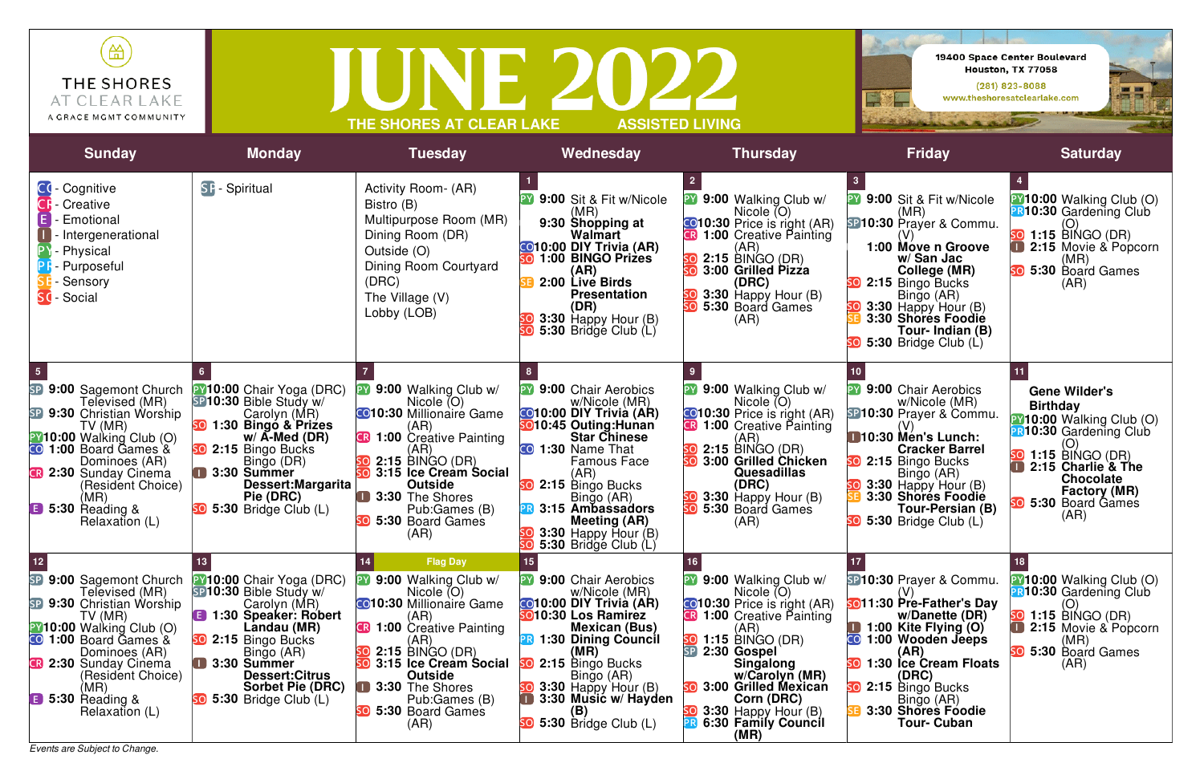# JUNE 2022

THE SHORES AT CLEAR LAKE
A GRACE MGMT COMMUNITY

THE SHORES AT CLEAR LAKE — ASSISTED LIVING

19400 Space Center Boulevard
Houston, TX 77058
(281) 823-8088
www.theshoresatclearlake.com

| Sunday | Monday | Tuesday | Wednesday | Thursday | Friday | Saturday |
|---|---|---|---|---|---|---|
| CO - Cognitive<br>CR - Creative<br>E - Emotional<br>I - Intergenerational<br>PY - Physical<br>PR - Purposeful<br>SE - Sensory<br>SO - Social | SP - Spiritual | Activity Room- (AR)<br>Bistro (B)<br>Multipurpose Room (MR)<br>Dining Room (DR)<br>Outside (O)<br>Dining Room Courtyard (DRC)<br>The Village (V)<br>Lobby (LOB) | **1**<br>PY **9:00** Sit & Fit w/Nicole (MR)<br>**9:30 Shopping at Walmart**<br>CO **10:00 DIY Trivia (AR)**<br>SO **1:00 BINGO Prizes (AR)**<br>SE **2:00 Live Birds Presentation (DR)**<br>SO **3:30** Happy Hour (B)<br>SO **5:30** Bridge Club (L) | **2**<br>PY **9:00** Walking Club w/ Nicole (O)<br>CO **10:30** Price is right (AR)<br>CR **1:00** Creative Painting (AR)<br>SO **2:15** BINGO (DR)<br>SO **3:00 Grilled Pizza (DRC)**<br>SO **3:30** Happy Hour (B)<br>SO **5:30** Board Games (AR) | **3**<br>PY **9:00** Sit & Fit w/Nicole (MR)<br>SP **10:30** Prayer & Commu. (V)<br>**1:00 Move n Groove w/ San Jac College (MR)**<br>SO **2:15** Bingo Bucks Bingo (AR)<br>SO **3:30** Happy Hour (B)<br>SE **3:30 Shores Foodie Tour- Indian (B)**<br>SO **5:30** Bridge Club (L) | **4**<br>PY **10:00** Walking Club (O)<br>PR **10:30** Gardening Club (O)<br>SO **1:15** BINGO (DR)<br>I **2:15** Movie & Popcorn (MR)<br>SO **5:30** Board Games (AR) |
| **5**<br>SP **9:00** Sagemont Church Televised (MR)<br>SP **9:30** Christian Worship TV (MR)<br>PY **10:00** Walking Club (O)<br>CO **1:00** Board Games & Dominoes (AR)<br>CR **2:30** Sunday Cinema (Resident Choice) (MR)<br>E **5:30** Reading & Relaxation (L) | **6**<br>PY **10:00** Chair Yoga (DRC)<br>SP **10:30** Bible Study w/ Carolyn (MR)<br>SO **1:30 Bingo & Prizes w/ A-Med (DR)**<br>SO **2:15** Bingo Bucks Bingo (DR)<br>I **3:30 Summer Dessert:Margarita Pie (DRC)**<br>SO **5:30** Bridge Club (L) | **7**<br>PY **9:00** Walking Club w/ Nicole (O)<br>CO **10:30** Millionaire Game (AR)<br>CR **1:00** Creative Painting (AR)<br>SO **2:15** BINGO (DR)<br>SO **3:15 Ice Cream Social Outside**<br>I **3:30** The Shores Pub:Games (B)<br>SO **5:30** Board Games (AR) | **8**<br>PY **9:00** Chair Aerobics w/Nicole (MR)<br>CO **10:00 DIY Trivia (AR)**<br>SO **10:45 Outing:Hunan Star Chinese**<br>CO **1:30** Name That Famous Face (AR)<br>SO **2:15** Bingo Bucks Bingo (AR)<br>PR **3:15 Ambassadors Meeting (AR)**<br>SO **3:30** Happy Hour (B)<br>SO **5:30** Bridge Club (L) | **9**<br>PY **9:00** Walking Club w/ Nicole (O)<br>CO **10:30** Price is right (AR)<br>CR **1:00** Creative Painting (AR)<br>SO **2:15** BINGO (DR)<br>SO **3:00 Grilled Chicken Quesadillas (DRC)**<br>SO **3:30** Happy Hour (B)<br>SO **5:30** Board Games (AR) | **10**<br>PY **9:00** Chair Aerobics w/Nicole (MR)<br>SP **10:30** Prayer & Commu. (V)<br>I **10:30 Men's Lunch: Cracker Barrel**<br>SO **2:15** Bingo Bucks Bingo (AR)<br>SO **3:30** Happy Hour (B)<br>SE **3:30 Shores Foodie Tour-Persian (B)**<br>SO **5:30** Bridge Club (L) | **11**<br>**Gene Wilder's Birthday**<br>PY **10:00** Walking Club (O)<br>PR **10:30** Gardening Club (O)<br>SO **1:15** BINGO (DR)<br>I **2:15 Charlie & The Chocolate Factory (MR)**<br>SO **5:30** Board Games (AR) |
| **12**<br>SP **9:00** Sagemont Church Televised (MR)<br>SP **9:30** Christian Worship TV (MR)<br>PY **10:00** Walking Club (O)<br>CO **1:00** Board Games & Dominoes (AR)<br>CR **2:30** Sunday Cinema (Resident Choice) (MR)<br>E **5:30** Reading & Relaxation (L) | **13**<br>PY **10:00** Chair Yoga (DRC)<br>SP **10:30** Bible Study w/ Carolyn (MR)<br>E **1:30 Speaker: Robert Landau (MR)**<br>SO **2:15** Bingo Bucks Bingo (AR)<br>I **3:30 Summer Dessert:Citrus Sorbet Pie (DRC)**<br>SO **5:30** Bridge Club (L) | **14** Flag Day<br>PY **9:00** Walking Club w/ Nicole (O)<br>CO **10:30** Millionaire Game (AR)<br>CR **1:00** Creative Painting (AR)<br>SO **2:15** BINGO (DR)<br>SO **3:15 Ice Cream Social Outside**<br>I **3:30** The Shores Pub:Games (B)<br>SO **5:30** Board Games (AR) | **15**<br>PY **9:00** Chair Aerobics w/Nicole (MR)<br>CO **10:00 DIY Trivia (AR)**<br>SO **10:30 Los Ramirez Mexican (Bus)**<br>PR **1:30 Dining Council (MR)**<br>SO **2:15** Bingo Bucks Bingo (AR)<br>SO **3:30** Happy Hour (B)<br>I **3:30 Music w/ Hayden (B)**<br>SO **5:30** Bridge Club (L) | **16**<br>PY **9:00** Walking Club w/ Nicole (O)<br>CO **10:30** Price is right (AR)<br>CR **1:00** Creative Painting (AR)<br>SO **1:15** BINGO (DR)<br>SP **2:30 Gospel Singalong w/Carolyn (MR)**<br>SO **3:00 Grilled Mexican Corn (DRC)**<br>SO **3:30** Happy Hour (B)<br>PR **6:30 Family Council (MR)** | **17**<br>SP **10:30** Prayer & Commu. (V)<br>SO **11:30 Pre-Father's Day w/Danette (DR)**<br>I **1:00 Kite Flying (O)**<br>CO **1:00 Wooden Jeeps (AR)**<br>SO **1:30 Ice Cream Floats (DRC)**<br>SO **2:15** Bingo Bucks Bingo (AR)<br>SE **3:30 Shores Foodie Tour- Cuban** | **18**<br>PY **10:00** Walking Club (O)<br>PR **10:30** Gardening Club (O)<br>SO **1:15** BINGO (DR)<br>I **2:15** Movie & Popcorn (MR)<br>SO **5:30** Board Games (AR) |

*Events are Subject to Change.*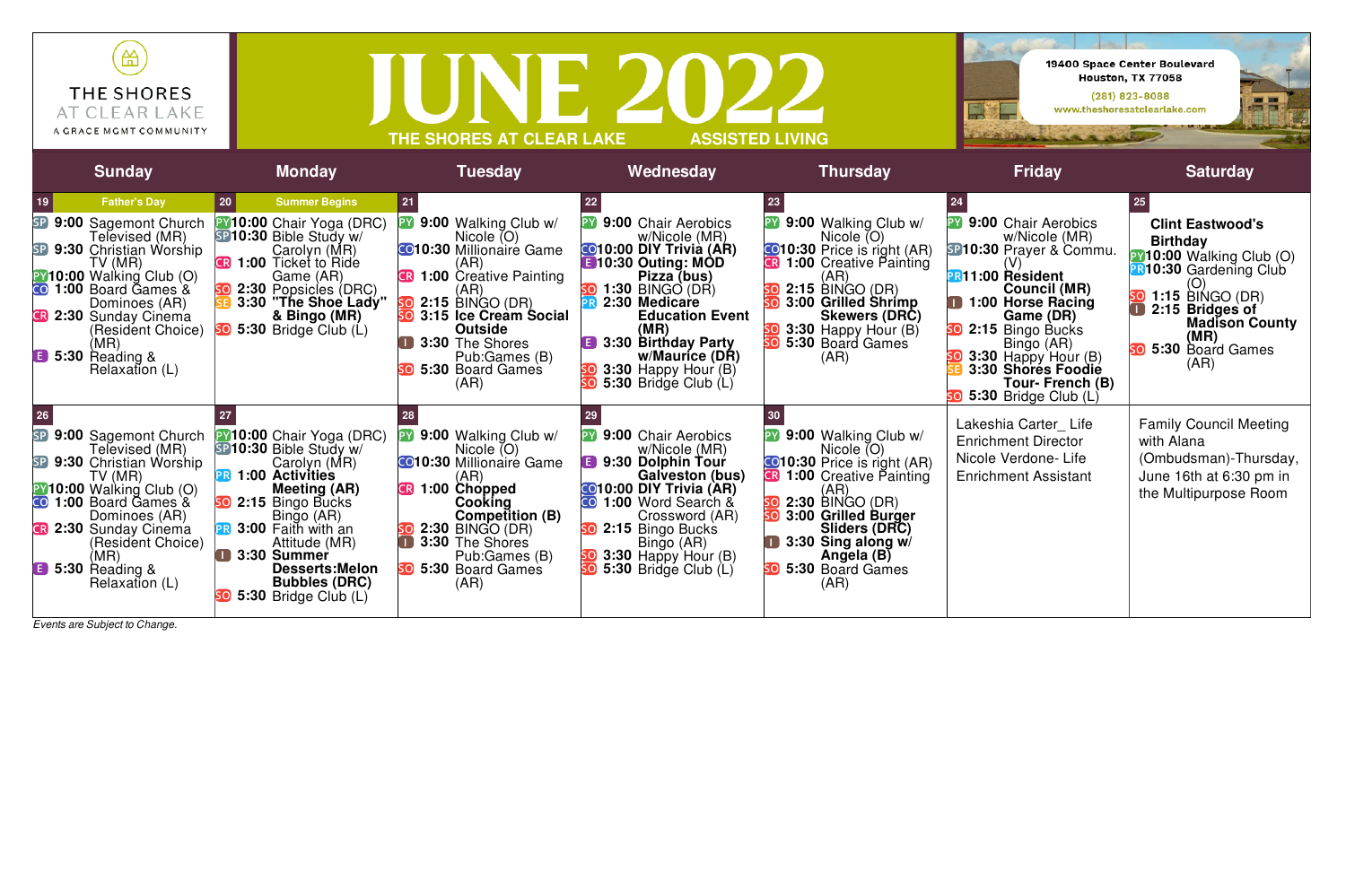THE SHORES AT CLEAR LAKE
A GRACE MGMT COMMUNITY

# JUNE 2022

THE SHORES AT CLEAR LAKE — ASSISTED LIVING

19400 Space Center Boulevard
Houston, TX 77058
(281) 823-8088
www.theshoresatclearlake.com

| Sunday | Monday | Tuesday | Wednesday | Thursday | Friday | Saturday |
|---|---|---|---|---|---|---|
| 19 **Father's Day**<br>SP **9:00** Sagemont Church Televised (MR)<br>SP **9:30** Christian Worship TV (MR)<br>PY **10:00** Walking Club (O)<br>CO **1:00** Board Games & Dominoes (AR)<br>CR **2:30** Sunday Cinema (Resident Choice) (MR)<br>E **5:30** Reading & Relaxation (L) | 20 **Summer Begins**<br>PY **10:00** Chair Yoga (DRC)<br>SP **10:30** Bible Study w/ Carolyn (MR)<br>CR **1:00** Ticket to Ride Game (AR)<br>SO **2:30** Popsicles (DRC)<br>SE **3:30** **"The Shoe Lady" & Bingo (MR)**<br>SO **5:30** Bridge Club (L) | 21<br>PY **9:00** Walking Club w/ Nicole (O)<br>CO **10:30** Millionaire Game (AR)<br>CR **1:00** Creative Painting (AR)<br>SO **2:15** BINGO (DR)<br>SO **3:15** **Ice Cream Social Outside**<br>I **3:30** The Shores Pub:Games (B)<br>SO **5:30** Board Games (AR) | 22<br>PY **9:00** Chair Aerobics w/Nicole (MR)<br>CO **10:00** **DIY Trivia (AR)**<br>E **10:30** **Outing: MOD Pizza (bus)**<br>SO **1:30** BINGO (DR)<br>PR **2:30** **Medicare Education Event (MR)**<br>E **3:30** **Birthday Party w/Maurice (DR)**<br>SO **3:30** Happy Hour (B)<br>SO **5:30** Bridge Club (L) | 23<br>PY **9:00** Walking Club w/ Nicole (O)<br>CO **10:30** Price is right (AR)<br>CR **1:00** Creative Painting (AR)<br>SO **2:15** BINGO (DR)<br>SO **3:00** **Grilled Shrimp Skewers (DRC)**<br>SO **3:30** Happy Hour (B)<br>SO **5:30** Board Games (AR) | 24<br>PY **9:00** Chair Aerobics w/Nicole (MR)<br>SP **10:30** Prayer & Commu. (V)<br>PR **11:00** **Resident Council (MR)**<br>I **1:00** **Horse Racing Game (DR)**<br>SO **2:15** Bingo Bucks Bingo (AR)<br>SO **3:30** Happy Hour (B)<br>SE **3:30** **Shores Foodie Tour- French (B)**<br>SO **5:30** Bridge Club (L) | 25<br>**Clint Eastwood's Birthday**<br>PY **10:00** Walking Club (O)<br>PR **10:30** Gardening Club (O)<br>SO **1:15** BINGO (DR)<br>I **2:15** **Bridges of Madison County (MR)**<br>SO **5:30** Board Games (AR) |
| 26<br>SP **9:00** Sagemont Church Televised (MR)<br>SP **9:30** Christian Worship TV (MR)<br>PY **10:00** Walking Club (O)<br>CO **1:00** Board Games & Dominoes (AR)<br>CR **2:30** Sunday Cinema (Resident Choice) (MR)<br>E **5:30** Reading & Relaxation (L) | 27<br>PY **10:00** Chair Yoga (DRC)<br>SP **10:30** Bible Study w/ Carolyn (MR)<br>PR **1:00** **Activities Meeting (AR)**<br>SO **2:15** Bingo Bucks Bingo (AR)<br>PR **3:00** Faith with an Attitude (MR)<br>I **3:30** **Summer Desserts:Melon Bubbles (DRC)**<br>SO **5:30** Bridge Club (L) | 28<br>PY **9:00** Walking Club w/ Nicole (O)<br>CO **10:30** Millionaire Game (AR)<br>CR **1:00** **Chopped Cooking Competition (B)**<br>SO **2:30** BINGO (DR)<br>I **3:30** The Shores Pub:Games (B)<br>SO **5:30** Board Games (AR) | 29<br>PY **9:00** Chair Aerobics w/Nicole (MR)<br>E **9:30** **Dolphin Tour Galveston (bus)**<br>CO **10:00** **DIY Trivia (AR)**<br>CO **1:00** Word Search & Crossword (AR)<br>SO **2:15** Bingo Bucks Bingo (AR)<br>SO **3:30** Happy Hour (B)<br>SO **5:30** Bridge Club (L) | 30<br>PY **9:00** Walking Club w/ Nicole (O)<br>CO **10:30** Price is right (AR)<br>CR **1:00** Creative Painting (AR)<br>SO **2:30** BINGO (DR)<br>SO **3:00** **Grilled Burger Sliders (DRC)**<br>I **3:30** **Sing along w/ Angela (B)**<br>SO **5:30** Board Games (AR) | Lakeshia Carter_ Life Enrichment Director<br>Nicole Verdone- Life Enrichment Assistant | Family Council Meeting with Alana (Ombudsman)-Thursday, June 16th at 6:30 pm in the Multipurpose Room |

*Events are Subject to Change.*